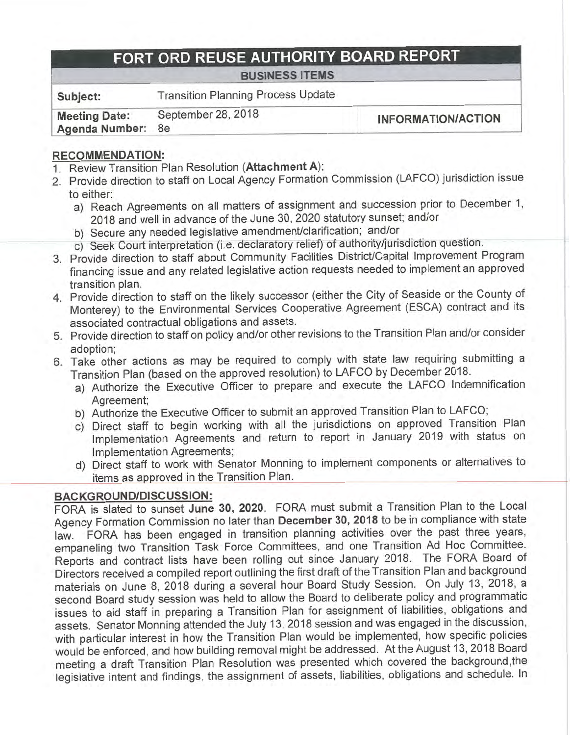# FORT ORD REUSE AUTHORITY BOARD REPORT

## BUSINESS ITEMS

| | | |
|---|---|---|
| **Subject:** | Transition Planning Process Update | |
| **Meeting Date:** | September 28, 2018 | **INFORMATION/ACTION** |
| **Agenda Number:** | 8e | |

**RECOMMENDATION:**

1. Review Transition Plan Resolution (**Attachment A**);
2. Provide direction to staff on Local Agency Formation Commission (LAFCO) jurisdiction issue to either:
   a) Reach Agreements on all matters of assignment and succession prior to December 1, 2018 and well in advance of the June 30, 2020 statutory sunset; and/or
   b) Secure any needed legislative amendment/clarification; and/or
   c) Seek Court interpretation (i.e. declaratory relief) of authority/jurisdiction question.
3. Provide direction to staff about Community Facilities District/Capital Improvement Program financing issue and any related legislative action requests needed to implement an approved transition plan.
4. Provide direction to staff on the likely successor (either the City of Seaside or the County of Monterey) to the Environmental Services Cooperative Agreement (ESCA) contract and its associated contractual obligations and assets.
5. Provide direction to staff on policy and/or other revisions to the Transition Plan and/or consider adoption;
6. Take other actions as may be required to comply with state law requiring submitting a Transition Plan (based on the approved resolution) to LAFCO by December 2018.
   a) Authorize the Executive Officer to prepare and execute the LAFCO Indemnification Agreement;
   b) Authorize the Executive Officer to submit an approved Transition Plan to LAFCO;
   c) Direct staff to begin working with all the jurisdictions on approved Transition Plan Implementation Agreements and return to report in January 2019 with status on Implementation Agreements;
   d) Direct staff to work with Senator Monning to implement components or alternatives to items as approved in the Transition Plan.

**BACKGROUND/DISCUSSION:**

FORA is slated to sunset **June 30, 2020**. FORA must submit a Transition Plan to the Local Agency Formation Commission no later than **December 30, 2018** to be in compliance with state law. FORA has been engaged in transition planning activities over the past three years, empaneling two Transition Task Force Committees, and one Transition Ad Hoc Committee. Reports and contract lists have been rolling out since January 2018. The FORA Board of Directors received a compiled report outlining the first draft of the Transition Plan and background materials on June 8, 2018 during a several hour Board Study Session. On July 13, 2018, a second Board study session was held to allow the Board to deliberate policy and programmatic issues to aid staff in preparing a Transition Plan for assignment of liabilities, obligations and assets. Senator Monning attended the July 13, 2018 session and was engaged in the discussion, with particular interest in how the Transition Plan would be implemented, how specific policies would be enforced, and how building removal might be addressed. At the August 13, 2018 Board meeting a draft Transition Plan Resolution was presented which covered the background, the legislative intent and findings, the assignment of assets, liabilities, obligations and schedule. In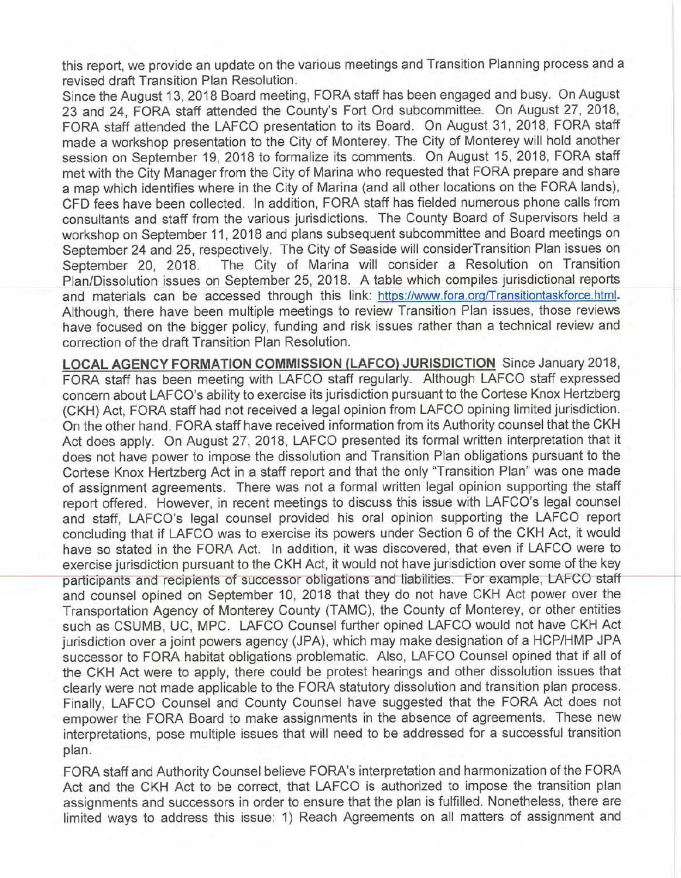this report, we provide an update on the various meetings and Transition Planning process and a revised draft Transition Plan Resolution.

Since the August 13, 2018 Board meeting, FORA staff has been engaged and busy. On August 23 and 24, FORA staff attended the County's Fort Ord subcommittee. On August 27, 2018, FORA staff attended the LAFCO presentation to its Board. On August 31, 2018, FORA staff made a workshop presentation to the City of Monterey. The City of Monterey will hold another session on September 19, 2018 to formalize its comments. On August 15, 2018, FORA staff met with the City Manager from the City of Marina who requested that FORA prepare and share a map which identifies where in the City of Marina (and all other locations on the FORA lands), CFD fees have been collected. In addition, FORA staff has fielded numerous phone calls from consultants and staff from the various jurisdictions. The County Board of Supervisors held a workshop on September 11, 2018 and plans subsequent subcommittee and Board meetings on September 24 and 25, respectively. The City of Seaside will considerTransition Plan issues on September 20, 2018. The City of Marina will consider a Resolution on Transition Plan/Dissolution issues on September 25, 2018. A table which compiles jurisdictional reports and materials can be accessed through this link: https://www.fora.org/Transitiontaskforce.html. Although, there have been multiple meetings to review Transition Plan issues, those reviews have focused on the bigger policy, funding and risk issues rather than a technical review and correction of the draft Transition Plan Resolution.

**LOCAL AGENCY FORMATION COMMISSION (LAFCO) JURISDICTION** Since January 2018, FORA staff has been meeting with LAFCO staff regularly. Although LAFCO staff expressed concern about LAFCO's ability to exercise its jurisdiction pursuant to the Cortese Knox Hertzberg (CKH) Act, FORA staff had not received a legal opinion from LAFCO opining limited jurisdiction. On the other hand, FORA staff have received information from its Authority counsel that the CKH Act does apply. On August 27, 2018, LAFCO presented its formal written interpretation that it does not have power to impose the dissolution and Transition Plan obligations pursuant to the Cortese Knox Hertzberg Act in a staff report and that the only "Transition Plan" was one made of assignment agreements. There was not a formal written legal opinion supporting the staff report offered. However, in recent meetings to discuss this issue with LAFCO's legal counsel and staff, LAFCO's legal counsel provided his oral opinion supporting the LAFCO report concluding that if LAFCO was to exercise its powers under Section 6 of the CKH Act, it would have so stated in the FORA Act. In addition, it was discovered, that even if LAFCO were to exercise jurisdiction pursuant to the CKH Act, it would not have jurisdiction over some of the key participants and recipients of successor obligations and liabilities. For example, LAFCO staff and counsel opined on September 10, 2018 that they do not have CKH Act power over the Transportation Agency of Monterey County (TAMC), the County of Monterey, or other entities such as CSUMB, UC, MPC. LAFCO Counsel further opined LAFCO would not have CKH Act jurisdiction over a joint powers agency (JPA), which may make designation of a HCP/HMP JPA successor to FORA habitat obligations problematic. Also, LAFCO Counsel opined that if all of the CKH Act were to apply, there could be protest hearings and other dissolution issues that clearly were not made applicable to the FORA statutory dissolution and transition plan process. Finally, LAFCO Counsel and County Counsel have suggested that the FORA Act does not empower the FORA Board to make assignments in the absence of agreements. These new interpretations, pose multiple issues that will need to be addressed for a successful transition plan.

FORA staff and Authority Counsel believe FORA's interpretation and harmonization of the FORA Act and the CKH Act to be correct, that LAFCO is authorized to impose the transition plan assignments and successors in order to ensure that the plan is fulfilled. Nonetheless, there are limited ways to address this issue: 1) Reach Agreements on all matters of assignment and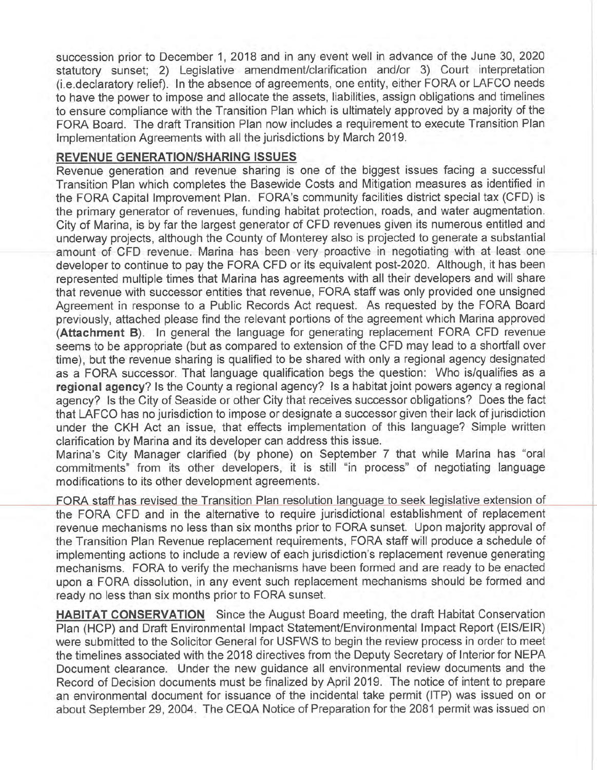succession prior to December 1, 2018 and in any event well in advance of the June 30, 2020 statutory sunset; 2) Legislative amendment/clarification and/or 3) Court interpretation (i.e.declaratory relief). In the absence of agreements, one entity, either FORA or LAFCO needs to have the power to impose and allocate the assets, liabilities, assign obligations and timelines to ensure compliance with the Transition Plan which is ultimately approved by a majority of the FORA Board. The draft Transition Plan now includes a requirement to execute Transition Plan Implementation Agreements with all the jurisdictions by March 2019.

**REVENUE GENERATION/SHARING ISSUES**

Revenue generation and revenue sharing is one of the biggest issues facing a successful Transition Plan which completes the Basewide Costs and Mitigation measures as identified in the FORA Capital Improvement Plan. FORA's community facilities district special tax (CFD) is the primary generator of revenues, funding habitat protection, roads, and water augmentation. City of Marina, is by far the largest generator of CFD revenues given its numerous entitled and underway projects, although the County of Monterey also is projected to generate a substantial amount of CFD revenue. Marina has been very proactive in negotiating with at least one developer to continue to pay the FORA CFD or its equivalent post-2020. Although, it has been represented multiple times that Marina has agreements with all their developers and will share that revenue with successor entities that revenue, FORA staff was only provided one unsigned Agreement in response to a Public Records Act request. As requested by the FORA Board previously, attached please find the relevant portions of the agreement which Marina approved (**Attachment B**). In general the language for generating replacement FORA CFD revenue seems to be appropriate (but as compared to extension of the CFD may lead to a shortfall over time), but the revenue sharing is qualified to be shared with only a regional agency designated as a FORA successor. That language qualification begs the question: Who is/qualifies as a **regional agency**? Is the County a regional agency? Is a habitat joint powers agency a regional agency? Is the City of Seaside or other City that receives successor obligations? Does the fact that LAFCO has no jurisdiction to impose or designate a successor given their lack of jurisdiction under the CKH Act an issue, that effects implementation of this language? Simple written clarification by Marina and its developer can address this issue.

Marina's City Manager clarified (by phone) on September 7 that while Marina has "oral commitments" from its other developers, it is still "in process" of negotiating language modifications to its other development agreements.

FORA staff has revised the Transition Plan resolution language to seek legislative extension of the FORA CFD and in the alternative to require jurisdictional establishment of replacement revenue mechanisms no less than six months prior to FORA sunset. Upon majority approval of the Transition Plan Revenue replacement requirements, FORA staff will produce a schedule of implementing actions to include a review of each jurisdiction's replacement revenue generating mechanisms. FORA to verify the mechanisms have been formed and are ready to be enacted upon a FORA dissolution, in any event such replacement mechanisms should be formed and ready no less than six months prior to FORA sunset.

**HABITAT CONSERVATION** Since the August Board meeting, the draft Habitat Conservation Plan (HCP) and Draft Environmental Impact Statement/Environmental Impact Report (EIS/EIR) were submitted to the Solicitor General for USFWS to begin the review process in order to meet the timelines associated with the 2018 directives from the Deputy Secretary of Interior for NEPA Document clearance. Under the new guidance all environmental review documents and the Record of Decision documents must be finalized by April 2019. The notice of intent to prepare an environmental document for issuance of the incidental take permit (ITP) was issued on or about September 29, 2004. The CEQA Notice of Preparation for the 2081 permit was issued on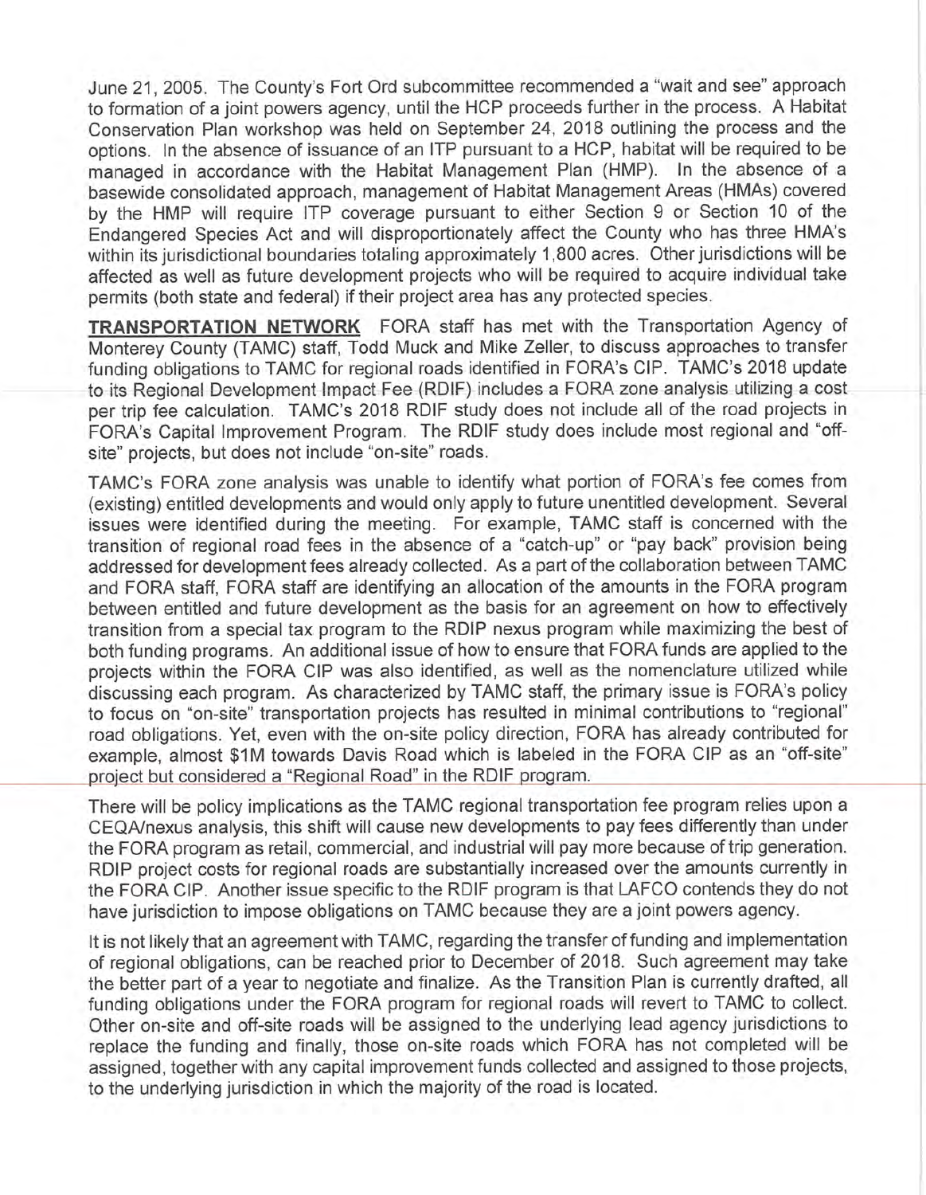June 21, 2005. The County's Fort Ord subcommittee recommended a "wait and see" approach to formation of a joint powers agency, until the HCP proceeds further in the process. A Habitat Conservation Plan workshop was held on September 24, 2018 outlining the process and the options. In the absence of issuance of an ITP pursuant to a HCP, habitat will be required to be managed in accordance with the Habitat Management Plan (HMP). In the absence of a basewide consolidated approach, management of Habitat Management Areas (HMAs) covered by the HMP will require ITP coverage pursuant to either Section 9 or Section 10 of the Endangered Species Act and will disproportionately affect the County who has three HMA's within its jurisdictional boundaries totaling approximately 1,800 acres. Other jurisdictions will be affected as well as future development projects who will be required to acquire individual take permits (both state and federal) if their project area has any protected species.

**TRANSPORTATION NETWORK** FORA staff has met with the Transportation Agency of Monterey County (TAMC) staff, Todd Muck and Mike Zeller, to discuss approaches to transfer funding obligations to TAMC for regional roads identified in FORA's CIP. TAMC's 2018 update to its Regional Development Impact Fee (RDIF) includes a FORA zone analysis utilizing a cost per trip fee calculation. TAMC's 2018 RDIF study does not include all of the road projects in FORA's Capital Improvement Program. The RDIF study does include most regional and "off-site" projects, but does not include "on-site" roads.

TAMC's FORA zone analysis was unable to identify what portion of FORA's fee comes from (existing) entitled developments and would only apply to future unentitled development. Several issues were identified during the meeting. For example, TAMC staff is concerned with the transition of regional road fees in the absence of a "catch-up" or "pay back" provision being addressed for development fees already collected. As a part of the collaboration between TAMC and FORA staff, FORA staff are identifying an allocation of the amounts in the FORA program between entitled and future development as the basis for an agreement on how to effectively transition from a special tax program to the RDIP nexus program while maximizing the best of both funding programs. An additional issue of how to ensure that FORA funds are applied to the projects within the FORA CIP was also identified, as well as the nomenclature utilized while discussing each program. As characterized by TAMC staff, the primary issue is FORA's policy to focus on "on-site" transportation projects has resulted in minimal contributions to "regional" road obligations. Yet, even with the on-site policy direction, FORA has already contributed for example, almost $1M towards Davis Road which is labeled in the FORA CIP as an "off-site" project but considered a "Regional Road" in the RDIF program.

There will be policy implications as the TAMC regional transportation fee program relies upon a CEQA/nexus analysis, this shift will cause new developments to pay fees differently than under the FORA program as retail, commercial, and industrial will pay more because of trip generation. RDIP project costs for regional roads are substantially increased over the amounts currently in the FORA CIP. Another issue specific to the RDIF program is that LAFCO contends they do not have jurisdiction to impose obligations on TAMC because they are a joint powers agency.

It is not likely that an agreement with TAMC, regarding the transfer of funding and implementation of regional obligations, can be reached prior to December of 2018. Such agreement may take the better part of a year to negotiate and finalize. As the Transition Plan is currently drafted, all funding obligations under the FORA program for regional roads will revert to TAMC to collect. Other on-site and off-site roads will be assigned to the underlying lead agency jurisdictions to replace the funding and finally, those on-site roads which FORA has not completed will be assigned, together with any capital improvement funds collected and assigned to those projects, to the underlying jurisdiction in which the majority of the road is located.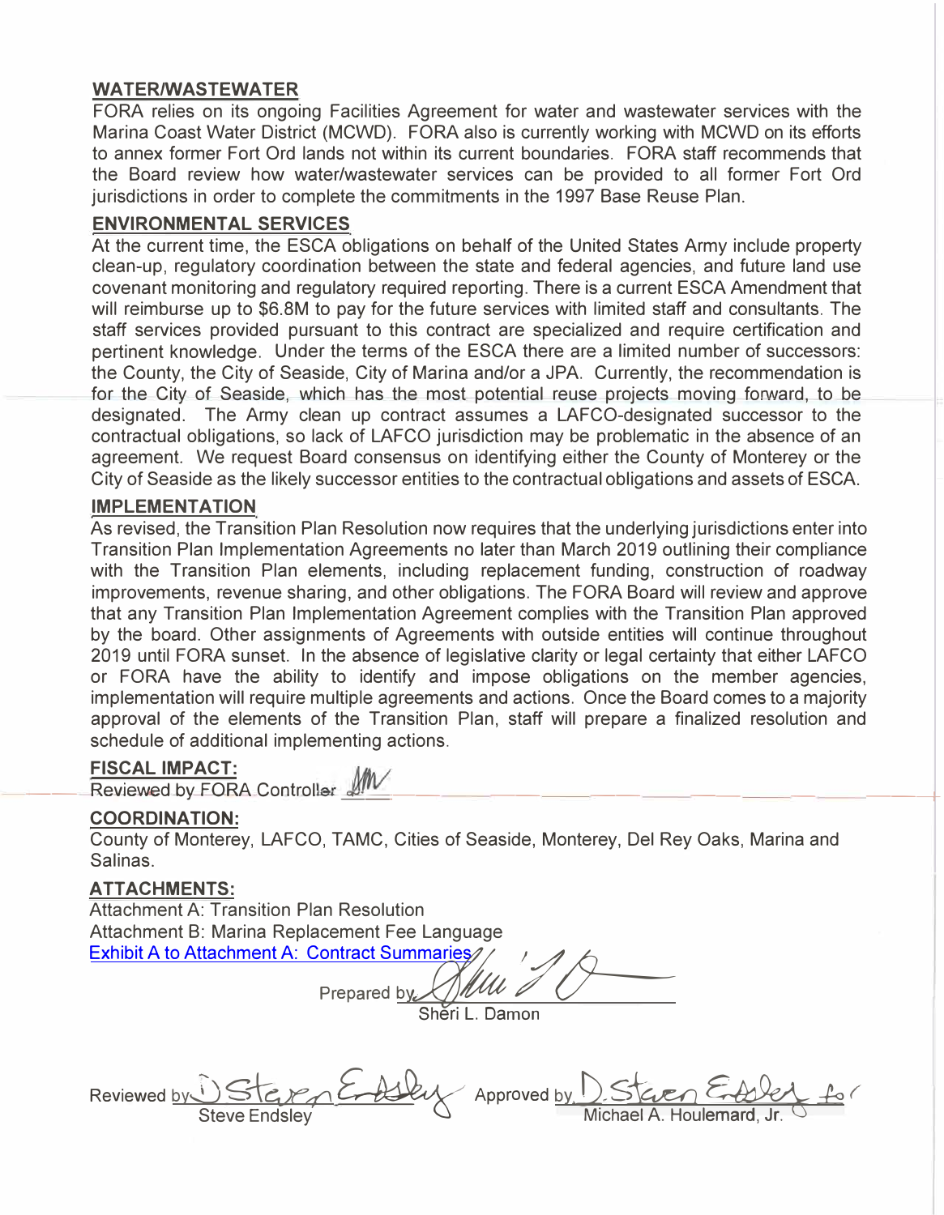## WATER/WASTEWATER

FORA relies on its ongoing Facilities Agreement for water and wastewater services with the Marina Coast Water District (MCWD). FORA also is currently working with MCWD on its efforts to annex former Fort Ord lands not within its current boundaries. FORA staff recommends that the Board review how water/wastewater services can be provided to all former Fort Ord jurisdictions in order to complete the commitments in the 1997 Base Reuse Plan.

## ENVIRONMENTAL SERVICES

At the current time, the ESCA obligations on behalf of the United States Army include property clean-up, regulatory coordination between the state and federal agencies, and future land use covenant monitoring and regulatory required reporting. There is a current ESCA Amendment that will reimburse up to $6.8M to pay for the future services with limited staff and consultants. The staff services provided pursuant to this contract are specialized and require certification and pertinent knowledge. Under the terms of the ESCA there are a limited number of successors: the County, the City of Seaside, City of Marina and/or a JPA. Currently, the recommendation is for the City of Seaside, which has the most potential reuse projects moving forward, to be designated. The Army clean up contract assumes a LAFCO-designated successor to the contractual obligations, so lack of LAFCO jurisdiction may be problematic in the absence of an agreement. We request Board consensus on identifying either the County of Monterey or the City of Seaside as the likely successor entities to the contractual obligations and assets of ESCA.

## IMPLEMENTATION

As revised, the Transition Plan Resolution now requires that the underlying jurisdictions enter into Transition Plan Implementation Agreements no later than March 2019 outlining their compliance with the Transition Plan elements, including replacement funding, construction of roadway improvements, revenue sharing, and other obligations. The FORA Board will review and approve that any Transition Plan Implementation Agreement complies with the Transition Plan approved by the board. Other assignments of Agreements with outside entities will continue throughout 2019 until FORA sunset. In the absence of legislative clarity or legal certainty that either LAFCO or FORA have the ability to identify and impose obligations on the member agencies, implementation will require multiple agreements and actions. Once the Board comes to a majority approval of the elements of the Transition Plan, staff will prepare a finalized resolution and schedule of additional implementing actions.

## FISCAL IMPACT:

Reviewed by FORA Controller _______

## COORDINATION:

County of Monterey, LAFCO, TAMC, Cities of Seaside, Monterey, Del Rey Oaks, Marina and Salinas.

## ATTACHMENTS:

Attachment A: Transition Plan Resolution
Attachment B: Marina Replacement Fee Language
Exhibit A to Attachment A: Contract Summaries

Prepared by _______
Sheri L. Damon

Reviewed by _______
Steve Endsley

Approved by _______ for
Michael A. Houlemard, Jr.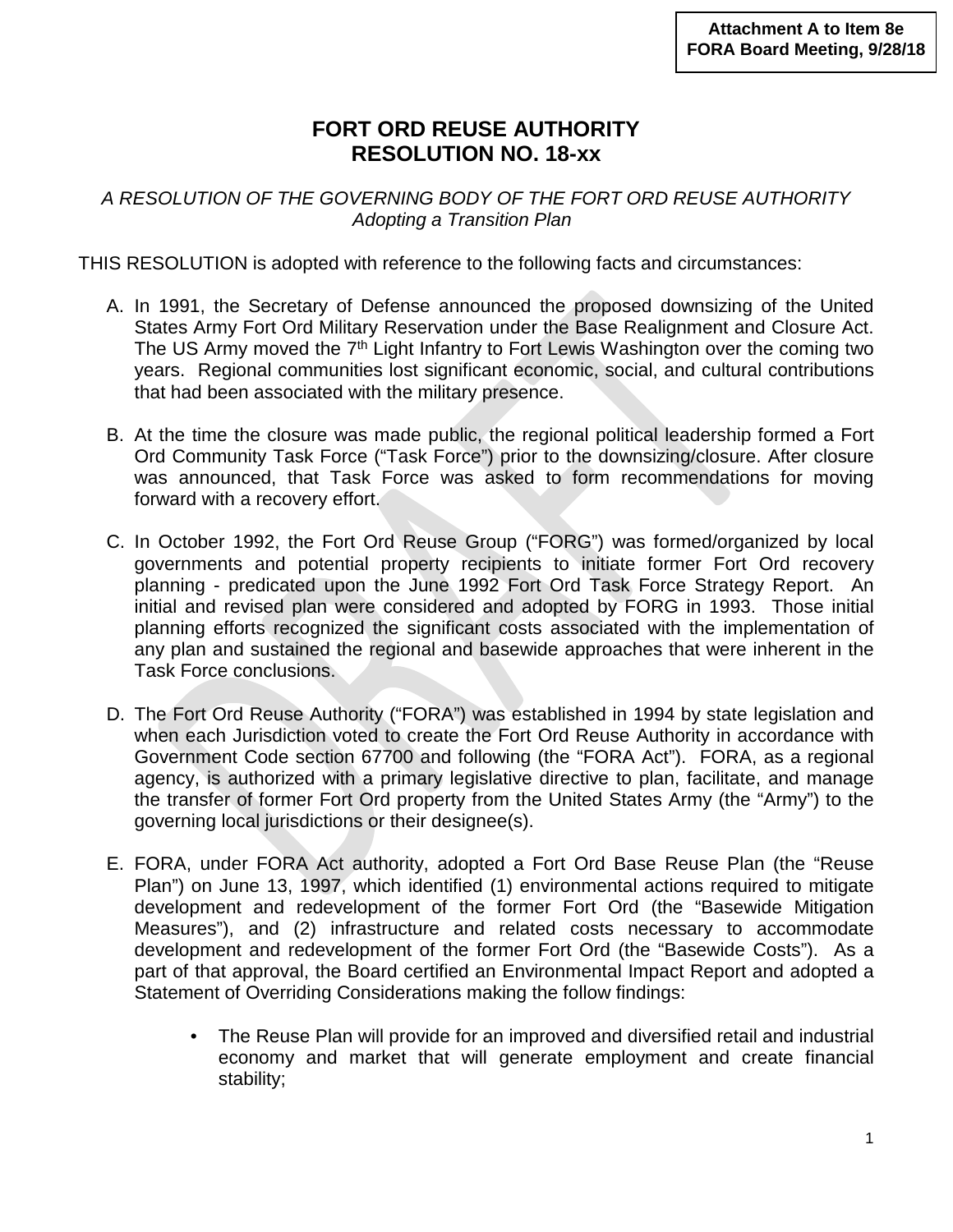**Attachment A to Item 8e**
**FORA Board Meeting, 9/28/18**

# FORT ORD REUSE AUTHORITY
# RESOLUTION NO. 18-xx

*A RESOLUTION OF THE GOVERNING BODY OF THE FORT ORD REUSE AUTHORITY*
*Adopting a Transition Plan*

THIS RESOLUTION is adopted with reference to the following facts and circumstances:

A. In 1991, the Secretary of Defense announced the proposed downsizing of the United States Army Fort Ord Military Reservation under the Base Realignment and Closure Act. The US Army moved the 7th Light Infantry to Fort Lewis Washington over the coming two years. Regional communities lost significant economic, social, and cultural contributions that had been associated with the military presence.

B. At the time the closure was made public, the regional political leadership formed a Fort Ord Community Task Force ("Task Force") prior to the downsizing/closure. After closure was announced, that Task Force was asked to form recommendations for moving forward with a recovery effort.

C. In October 1992, the Fort Ord Reuse Group ("FORG") was formed/organized by local governments and potential property recipients to initiate former Fort Ord recovery planning - predicated upon the June 1992 Fort Ord Task Force Strategy Report. An initial and revised plan were considered and adopted by FORG in 1993. Those initial planning efforts recognized the significant costs associated with the implementation of any plan and sustained the regional and basewide approaches that were inherent in the Task Force conclusions.

D. The Fort Ord Reuse Authority ("FORA") was established in 1994 by state legislation and when each Jurisdiction voted to create the Fort Ord Reuse Authority in accordance with Government Code section 67700 and following (the "FORA Act"). FORA, as a regional agency, is authorized with a primary legislative directive to plan, facilitate, and manage the transfer of former Fort Ord property from the United States Army (the "Army") to the governing local jurisdictions or their designee(s).

E. FORA, under FORA Act authority, adopted a Fort Ord Base Reuse Plan (the "Reuse Plan") on June 13, 1997, which identified (1) environmental actions required to mitigate development and redevelopment of the former Fort Ord (the "Basewide Mitigation Measures"), and (2) infrastructure and related costs necessary to accommodate development and redevelopment of the former Fort Ord (the "Basewide Costs"). As a part of that approval, the Board certified an Environmental Impact Report and adopted a Statement of Overriding Considerations making the follow findings:

- The Reuse Plan will provide for an improved and diversified retail and industrial economy and market that will generate employment and create financial stability;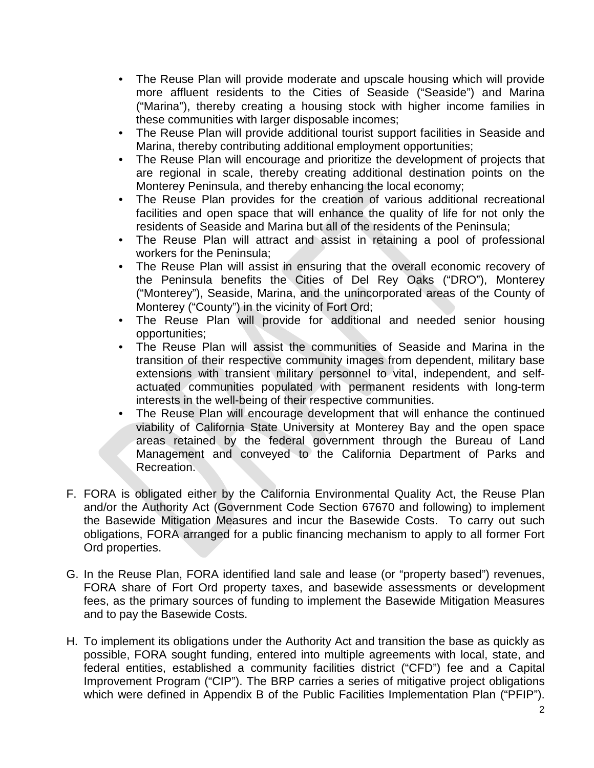- The Reuse Plan will provide moderate and upscale housing which will provide more affluent residents to the Cities of Seaside ("Seaside") and Marina ("Marina"), thereby creating a housing stock with higher income families in these communities with larger disposable incomes;
- The Reuse Plan will provide additional tourist support facilities in Seaside and Marina, thereby contributing additional employment opportunities;
- The Reuse Plan will encourage and prioritize the development of projects that are regional in scale, thereby creating additional destination points on the Monterey Peninsula, and thereby enhancing the local economy;
- The Reuse Plan provides for the creation of various additional recreational facilities and open space that will enhance the quality of life for not only the residents of Seaside and Marina but all of the residents of the Peninsula;
- The Reuse Plan will attract and assist in retaining a pool of professional workers for the Peninsula;
- The Reuse Plan will assist in ensuring that the overall economic recovery of the Peninsula benefits the Cities of Del Rey Oaks ("DRO"), Monterey ("Monterey"), Seaside, Marina, and the unincorporated areas of the County of Monterey ("County") in the vicinity of Fort Ord;
- The Reuse Plan will provide for additional and needed senior housing opportunities;
- The Reuse Plan will assist the communities of Seaside and Marina in the transition of their respective community images from dependent, military base extensions with transient military personnel to vital, independent, and self-actuated communities populated with permanent residents with long-term interests in the well-being of their respective communities.
- The Reuse Plan will encourage development that will enhance the continued viability of California State University at Monterey Bay and the open space areas retained by the federal government through the Bureau of Land Management and conveyed to the California Department of Parks and Recreation.

F. FORA is obligated either by the California Environmental Quality Act, the Reuse Plan and/or the Authority Act (Government Code Section 67670 and following) to implement the Basewide Mitigation Measures and incur the Basewide Costs. To carry out such obligations, FORA arranged for a public financing mechanism to apply to all former Fort Ord properties.

G. In the Reuse Plan, FORA identified land sale and lease (or "property based") revenues, FORA share of Fort Ord property taxes, and basewide assessments or development fees, as the primary sources of funding to implement the Basewide Mitigation Measures and to pay the Basewide Costs.

H. To implement its obligations under the Authority Act and transition the base as quickly as possible, FORA sought funding, entered into multiple agreements with local, state, and federal entities, established a community facilities district ("CFD") fee and a Capital Improvement Program ("CIP"). The BRP carries a series of mitigative project obligations which were defined in Appendix B of the Public Facilities Implementation Plan ("PFIP").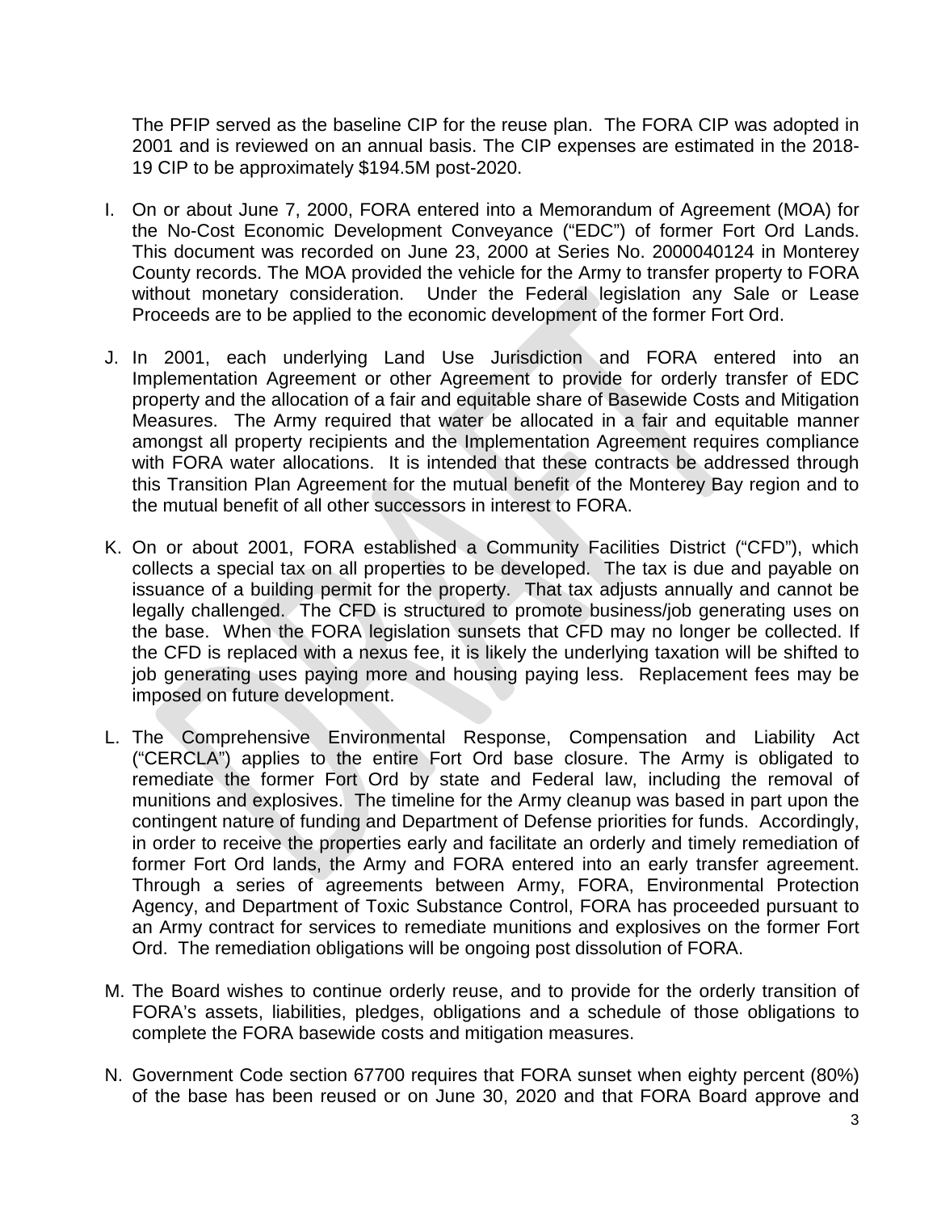The PFIP served as the baseline CIP for the reuse plan. The FORA CIP was adopted in 2001 and is reviewed on an annual basis. The CIP expenses are estimated in the 2018-19 CIP to be approximately $194.5M post-2020.

I. On or about June 7, 2000, FORA entered into a Memorandum of Agreement (MOA) for the No-Cost Economic Development Conveyance ("EDC") of former Fort Ord Lands. This document was recorded on June 23, 2000 at Series No. 2000040124 in Monterey County records. The MOA provided the vehicle for the Army to transfer property to FORA without monetary consideration. Under the Federal legislation any Sale or Lease Proceeds are to be applied to the economic development of the former Fort Ord.

J. In 2001, each underlying Land Use Jurisdiction and FORA entered into an Implementation Agreement or other Agreement to provide for orderly transfer of EDC property and the allocation of a fair and equitable share of Basewide Costs and Mitigation Measures. The Army required that water be allocated in a fair and equitable manner amongst all property recipients and the Implementation Agreement requires compliance with FORA water allocations. It is intended that these contracts be addressed through this Transition Plan Agreement for the mutual benefit of the Monterey Bay region and to the mutual benefit of all other successors in interest to FORA.

K. On or about 2001, FORA established a Community Facilities District ("CFD"), which collects a special tax on all properties to be developed. The tax is due and payable on issuance of a building permit for the property. That tax adjusts annually and cannot be legally challenged. The CFD is structured to promote business/job generating uses on the base. When the FORA legislation sunsets that CFD may no longer be collected. If the CFD is replaced with a nexus fee, it is likely the underlying taxation will be shifted to job generating uses paying more and housing paying less. Replacement fees may be imposed on future development.

L. The Comprehensive Environmental Response, Compensation and Liability Act ("CERCLA") applies to the entire Fort Ord base closure. The Army is obligated to remediate the former Fort Ord by state and Federal law, including the removal of munitions and explosives. The timeline for the Army cleanup was based in part upon the contingent nature of funding and Department of Defense priorities for funds. Accordingly, in order to receive the properties early and facilitate an orderly and timely remediation of former Fort Ord lands, the Army and FORA entered into an early transfer agreement. Through a series of agreements between Army, FORA, Environmental Protection Agency, and Department of Toxic Substance Control, FORA has proceeded pursuant to an Army contract for services to remediate munitions and explosives on the former Fort Ord. The remediation obligations will be ongoing post dissolution of FORA.

M. The Board wishes to continue orderly reuse, and to provide for the orderly transition of FORA's assets, liabilities, pledges, obligations and a schedule of those obligations to complete the FORA basewide costs and mitigation measures.

N. Government Code section 67700 requires that FORA sunset when eighty percent (80%) of the base has been reused or on June 30, 2020 and that FORA Board approve and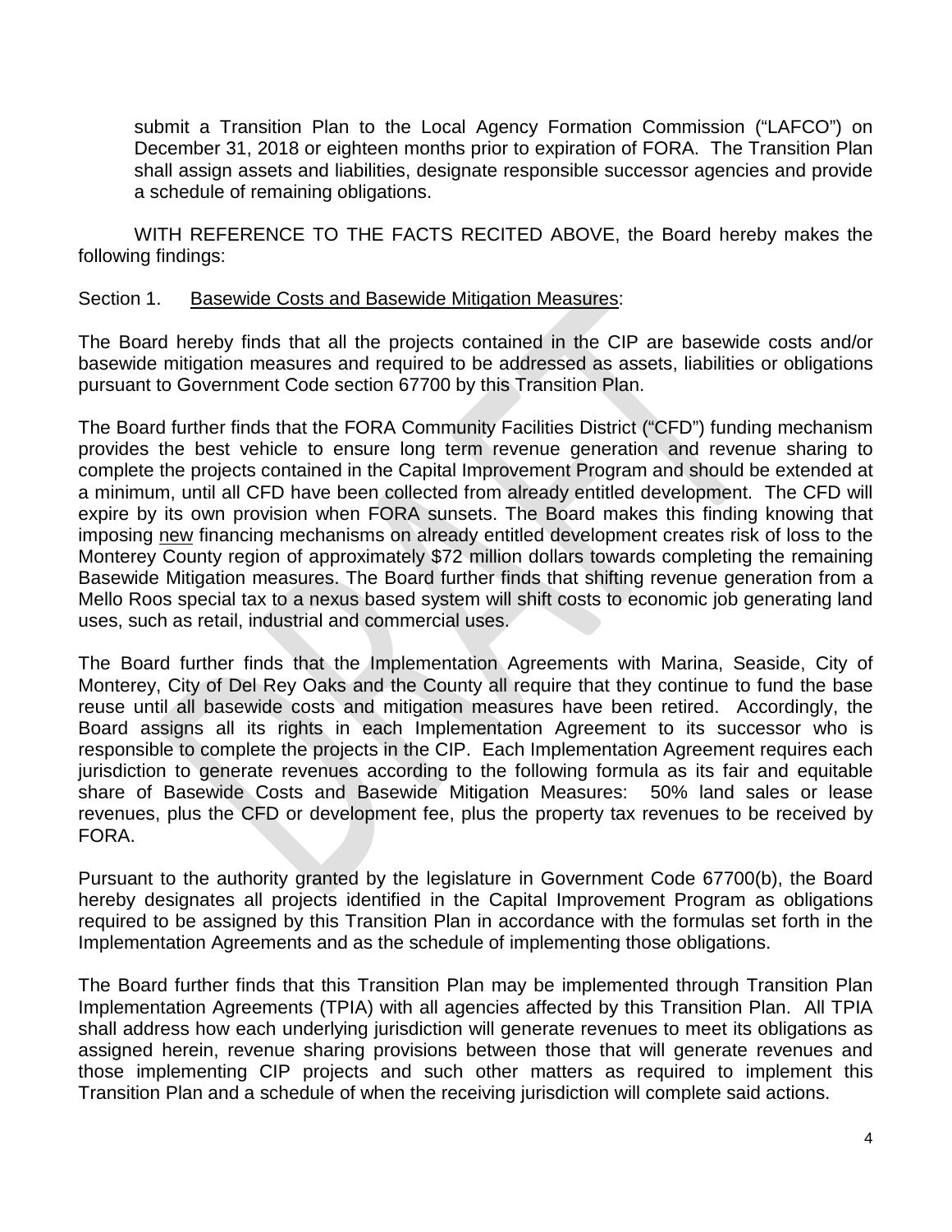submit a Transition Plan to the Local Agency Formation Commission ("LAFCO") on December 31, 2018 or eighteen months prior to expiration of FORA. The Transition Plan shall assign assets and liabilities, designate responsible successor agencies and provide a schedule of remaining obligations.

WITH REFERENCE TO THE FACTS RECITED ABOVE, the Board hereby makes the following findings:

Section 1. Basewide Costs and Basewide Mitigation Measures:

The Board hereby finds that all the projects contained in the CIP are basewide costs and/or basewide mitigation measures and required to be addressed as assets, liabilities or obligations pursuant to Government Code section 67700 by this Transition Plan.

The Board further finds that the FORA Community Facilities District ("CFD") funding mechanism provides the best vehicle to ensure long term revenue generation and revenue sharing to complete the projects contained in the Capital Improvement Program and should be extended at a minimum, until all CFD have been collected from already entitled development. The CFD will expire by its own provision when FORA sunsets. The Board makes this finding knowing that imposing new financing mechanisms on already entitled development creates risk of loss to the Monterey County region of approximately $72 million dollars towards completing the remaining Basewide Mitigation measures. The Board further finds that shifting revenue generation from a Mello Roos special tax to a nexus based system will shift costs to economic job generating land uses, such as retail, industrial and commercial uses.

The Board further finds that the Implementation Agreements with Marina, Seaside, City of Monterey, City of Del Rey Oaks and the County all require that they continue to fund the base reuse until all basewide costs and mitigation measures have been retired. Accordingly, the Board assigns all its rights in each Implementation Agreement to its successor who is responsible to complete the projects in the CIP. Each Implementation Agreement requires each jurisdiction to generate revenues according to the following formula as its fair and equitable share of Basewide Costs and Basewide Mitigation Measures: 50% land sales or lease revenues, plus the CFD or development fee, plus the property tax revenues to be received by FORA.

Pursuant to the authority granted by the legislature in Government Code 67700(b), the Board hereby designates all projects identified in the Capital Improvement Program as obligations required to be assigned by this Transition Plan in accordance with the formulas set forth in the Implementation Agreements and as the schedule of implementing those obligations.

The Board further finds that this Transition Plan may be implemented through Transition Plan Implementation Agreements (TPIA) with all agencies affected by this Transition Plan. All TPIA shall address how each underlying jurisdiction will generate revenues to meet its obligations as assigned herein, revenue sharing provisions between those that will generate revenues and those implementing CIP projects and such other matters as required to implement this Transition Plan and a schedule of when the receiving jurisdiction will complete said actions.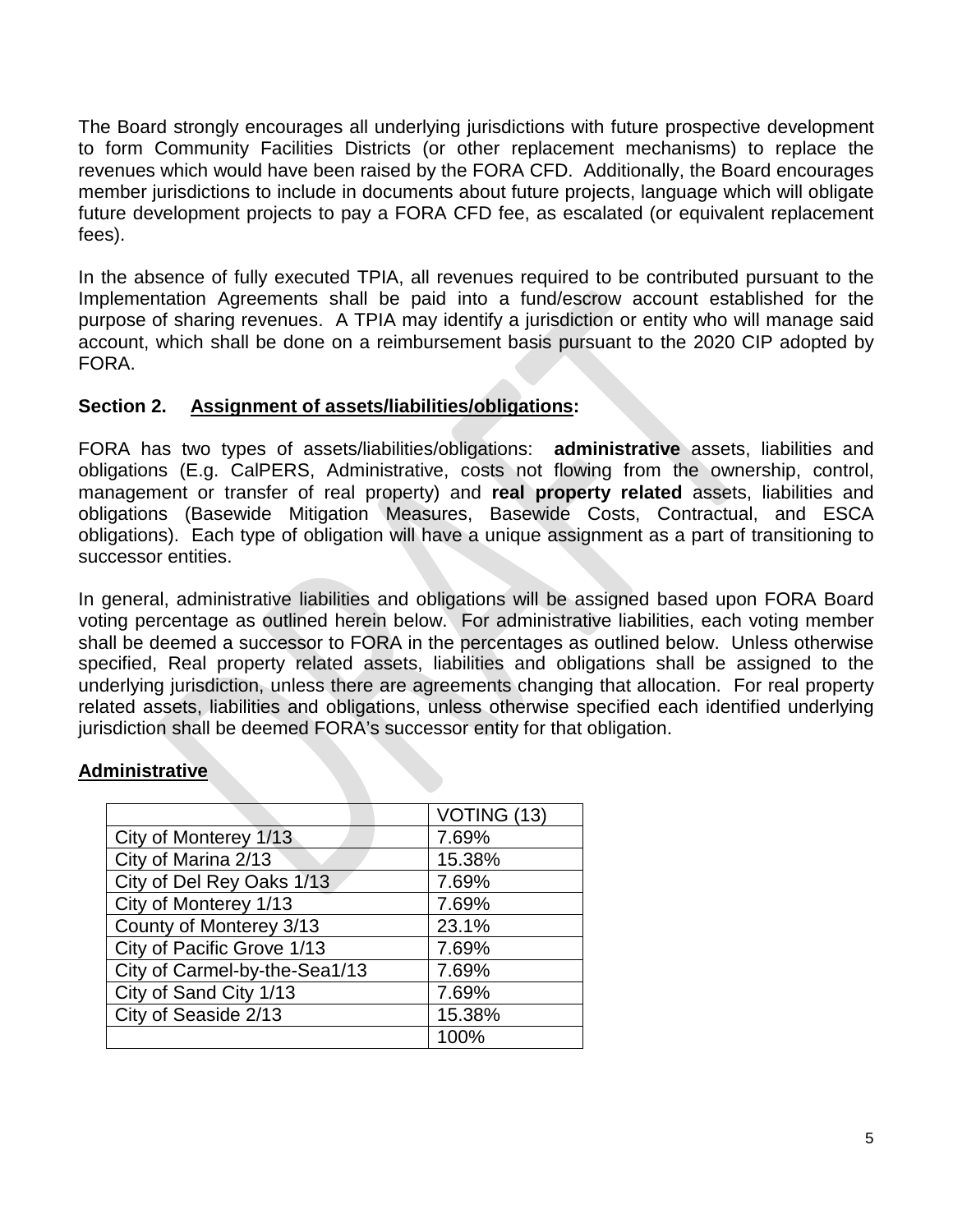The Board strongly encourages all underlying jurisdictions with future prospective development to form Community Facilities Districts (or other replacement mechanisms) to replace the revenues which would have been raised by the FORA CFD. Additionally, the Board encourages member jurisdictions to include in documents about future projects, language which will obligate future development projects to pay a FORA CFD fee, as escalated (or equivalent replacement fees).

In the absence of fully executed TPIA, all revenues required to be contributed pursuant to the Implementation Agreements shall be paid into a fund/escrow account established for the purpose of sharing revenues. A TPIA may identify a jurisdiction or entity who will manage said account, which shall be done on a reimbursement basis pursuant to the 2020 CIP adopted by FORA.

**Section 2. Assignment of assets/liabilities/obligations:**

FORA has two types of assets/liabilities/obligations: **administrative** assets, liabilities and obligations (E.g. CalPERS, Administrative, costs not flowing from the ownership, control, management or transfer of real property) and **real property related** assets, liabilities and obligations (Basewide Mitigation Measures, Basewide Costs, Contractual, and ESCA obligations). Each type of obligation will have a unique assignment as a part of transitioning to successor entities.

In general, administrative liabilities and obligations will be assigned based upon FORA Board voting percentage as outlined herein below. For administrative liabilities, each voting member shall be deemed a successor to FORA in the percentages as outlined below. Unless otherwise specified, Real property related assets, liabilities and obligations shall be assigned to the underlying jurisdiction, unless there are agreements changing that allocation. For real property related assets, liabilities and obligations, unless otherwise specified each identified underlying jurisdiction shall be deemed FORA's successor entity for that obligation.

**Administrative**

| | VOTING (13) |
|---|---|
| City of Monterey 1/13 | 7.69% |
| City of Marina 2/13 | 15.38% |
| City of Del Rey Oaks 1/13 | 7.69% |
| City of Monterey 1/13 | 7.69% |
| County of Monterey 3/13 | 23.1% |
| City of Pacific Grove 1/13 | 7.69% |
| City of Carmel-by-the-Sea1/13 | 7.69% |
| City of Sand City 1/13 | 7.69% |
| City of Seaside 2/13 | 15.38% |
| | 100% |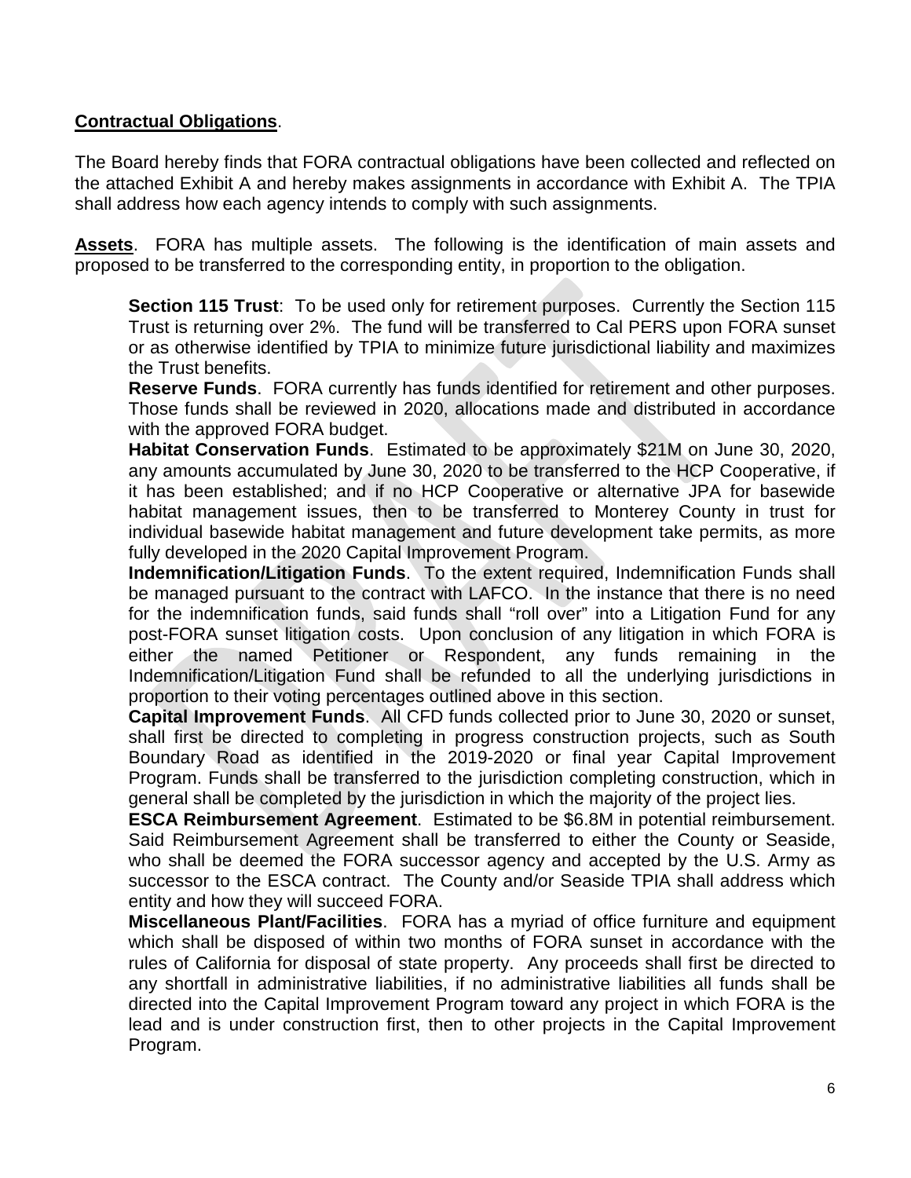**Contractual Obligations**.

The Board hereby finds that FORA contractual obligations have been collected and reflected on the attached Exhibit A and hereby makes assignments in accordance with Exhibit A. The TPIA shall address how each agency intends to comply with such assignments.

**Assets**. FORA has multiple assets. The following is the identification of main assets and proposed to be transferred to the corresponding entity, in proportion to the obligation.

**Section 115 Trust**: To be used only for retirement purposes. Currently the Section 115 Trust is returning over 2%. The fund will be transferred to Cal PERS upon FORA sunset or as otherwise identified by TPIA to minimize future jurisdictional liability and maximizes the Trust benefits.

**Reserve Funds**. FORA currently has funds identified for retirement and other purposes. Those funds shall be reviewed in 2020, allocations made and distributed in accordance with the approved FORA budget.

**Habitat Conservation Funds**. Estimated to be approximately $21M on June 30, 2020, any amounts accumulated by June 30, 2020 to be transferred to the HCP Cooperative, if it has been established; and if no HCP Cooperative or alternative JPA for basewide habitat management issues, then to be transferred to Monterey County in trust for individual basewide habitat management and future development take permits, as more fully developed in the 2020 Capital Improvement Program.

**Indemnification/Litigation Funds**. To the extent required, Indemnification Funds shall be managed pursuant to the contract with LAFCO. In the instance that there is no need for the indemnification funds, said funds shall "roll over" into a Litigation Fund for any post-FORA sunset litigation costs. Upon conclusion of any litigation in which FORA is either the named Petitioner or Respondent, any funds remaining in the Indemnification/Litigation Fund shall be refunded to all the underlying jurisdictions in proportion to their voting percentages outlined above in this section.

**Capital Improvement Funds**. All CFD funds collected prior to June 30, 2020 or sunset, shall first be directed to completing in progress construction projects, such as South Boundary Road as identified in the 2019-2020 or final year Capital Improvement Program. Funds shall be transferred to the jurisdiction completing construction, which in general shall be completed by the jurisdiction in which the majority of the project lies.

**ESCA Reimbursement Agreement**. Estimated to be $6.8M in potential reimbursement. Said Reimbursement Agreement shall be transferred to either the County or Seaside, who shall be deemed the FORA successor agency and accepted by the U.S. Army as successor to the ESCA contract. The County and/or Seaside TPIA shall address which entity and how they will succeed FORA.

**Miscellaneous Plant/Facilities**. FORA has a myriad of office furniture and equipment which shall be disposed of within two months of FORA sunset in accordance with the rules of California for disposal of state property. Any proceeds shall first be directed to any shortfall in administrative liabilities, if no administrative liabilities all funds shall be directed into the Capital Improvement Program toward any project in which FORA is the lead and is under construction first, then to other projects in the Capital Improvement Program.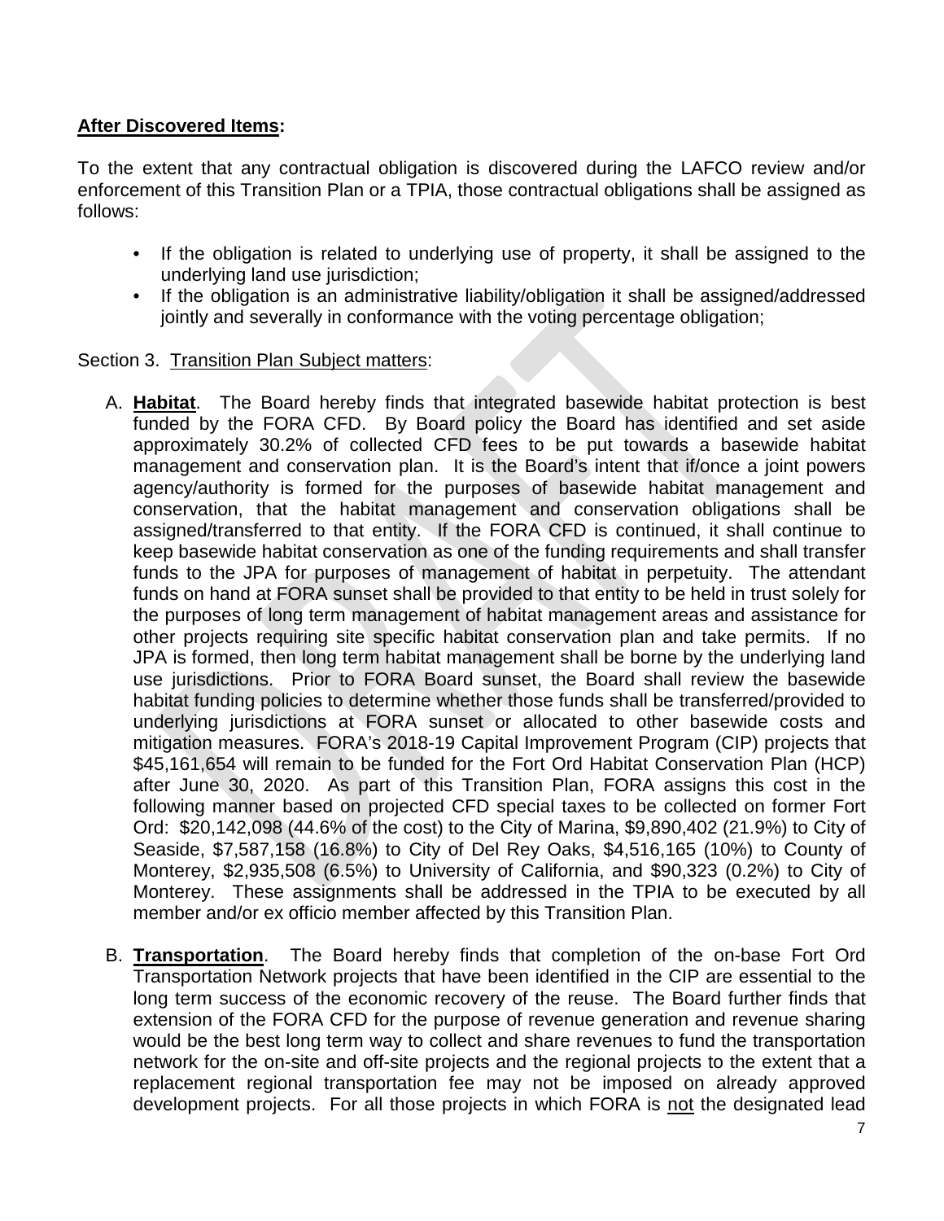**After Discovered Items:**

To the extent that any contractual obligation is discovered during the LAFCO review and/or enforcement of this Transition Plan or a TPIA, those contractual obligations shall be assigned as follows:

- If the obligation is related to underlying use of property, it shall be assigned to the underlying land use jurisdiction;
- If the obligation is an administrative liability/obligation it shall be assigned/addressed jointly and severally in conformance with the voting percentage obligation;

Section 3. Transition Plan Subject matters:

A. **Habitat**. The Board hereby finds that integrated basewide habitat protection is best funded by the FORA CFD. By Board policy the Board has identified and set aside approximately 30.2% of collected CFD fees to be put towards a basewide habitat management and conservation plan. It is the Board's intent that if/once a joint powers agency/authority is formed for the purposes of basewide habitat management and conservation, that the habitat management and conservation obligations shall be assigned/transferred to that entity. If the FORA CFD is continued, it shall continue to keep basewide habitat conservation as one of the funding requirements and shall transfer funds to the JPA for purposes of management of habitat in perpetuity. The attendant funds on hand at FORA sunset shall be provided to that entity to be held in trust solely for the purposes of long term management of habitat management areas and assistance for other projects requiring site specific habitat conservation plan and take permits. If no JPA is formed, then long term habitat management shall be borne by the underlying land use jurisdictions. Prior to FORA Board sunset, the Board shall review the basewide habitat funding policies to determine whether those funds shall be transferred/provided to underlying jurisdictions at FORA sunset or allocated to other basewide costs and mitigation measures. FORA's 2018-19 Capital Improvement Program (CIP) projects that $45,161,654 will remain to be funded for the Fort Ord Habitat Conservation Plan (HCP) after June 30, 2020. As part of this Transition Plan, FORA assigns this cost in the following manner based on projected CFD special taxes to be collected on former Fort Ord: $20,142,098 (44.6% of the cost) to the City of Marina, $9,890,402 (21.9%) to City of Seaside, $7,587,158 (16.8%) to City of Del Rey Oaks, $4,516,165 (10%) to County of Monterey, $2,935,508 (6.5%) to University of California, and $90,323 (0.2%) to City of Monterey. These assignments shall be addressed in the TPIA to be executed by all member and/or ex officio member affected by this Transition Plan.

B. **Transportation**. The Board hereby finds that completion of the on-base Fort Ord Transportation Network projects that have been identified in the CIP are essential to the long term success of the economic recovery of the reuse. The Board further finds that extension of the FORA CFD for the purpose of revenue generation and revenue sharing would be the best long term way to collect and share revenues to fund the transportation network for the on-site and off-site projects and the regional projects to the extent that a replacement regional transportation fee may not be imposed on already approved development projects. For all those projects in which FORA is not the designated lead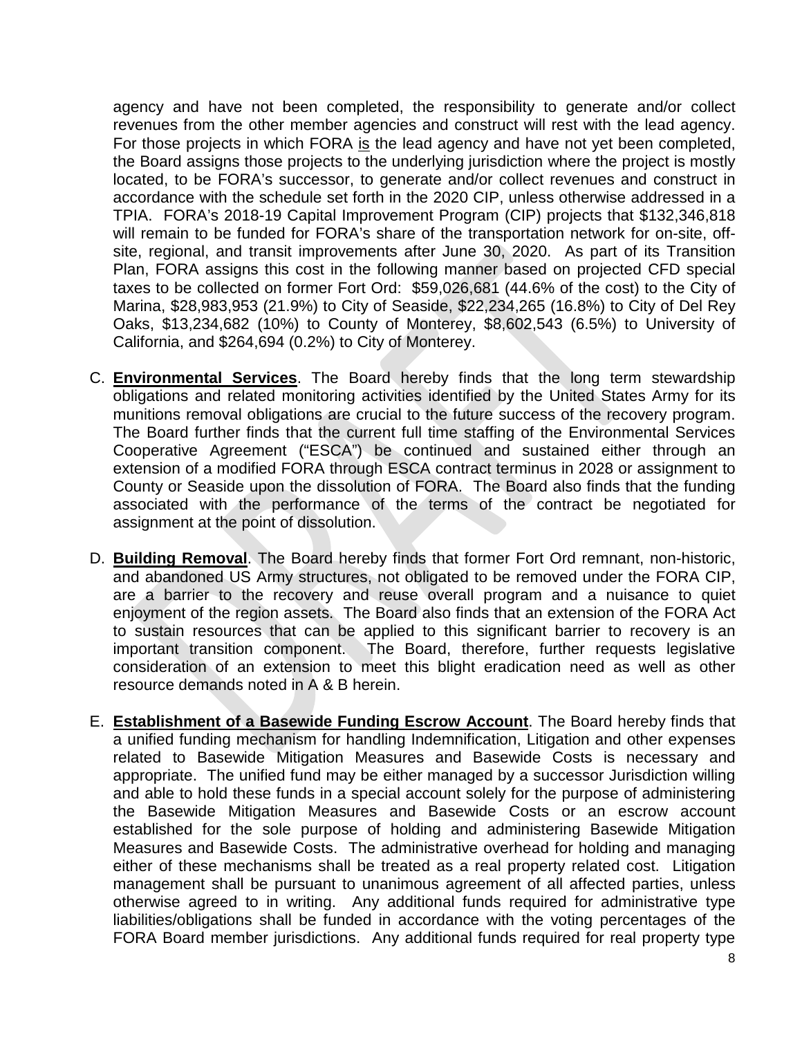agency and have not been completed, the responsibility to generate and/or collect revenues from the other member agencies and construct will rest with the lead agency. For those projects in which FORA is the lead agency and have not yet been completed, the Board assigns those projects to the underlying jurisdiction where the project is mostly located, to be FORA's successor, to generate and/or collect revenues and construct in accordance with the schedule set forth in the 2020 CIP, unless otherwise addressed in a TPIA. FORA's 2018-19 Capital Improvement Program (CIP) projects that $132,346,818 will remain to be funded for FORA's share of the transportation network for on-site, off-site, regional, and transit improvements after June 30, 2020. As part of its Transition Plan, FORA assigns this cost in the following manner based on projected CFD special taxes to be collected on former Fort Ord: $59,026,681 (44.6% of the cost) to the City of Marina, $28,983,953 (21.9%) to City of Seaside, $22,234,265 (16.8%) to City of Del Rey Oaks, $13,234,682 (10%) to County of Monterey, $8,602,543 (6.5%) to University of California, and $264,694 (0.2%) to City of Monterey.

C. **Environmental Services**. The Board hereby finds that the long term stewardship obligations and related monitoring activities identified by the United States Army for its munitions removal obligations are crucial to the future success of the recovery program. The Board further finds that the current full time staffing of the Environmental Services Cooperative Agreement ("ESCA") be continued and sustained either through an extension of a modified FORA through ESCA contract terminus in 2028 or assignment to County or Seaside upon the dissolution of FORA. The Board also finds that the funding associated with the performance of the terms of the contract be negotiated for assignment at the point of dissolution.

D. **Building Removal**. The Board hereby finds that former Fort Ord remnant, non-historic, and abandoned US Army structures, not obligated to be removed under the FORA CIP, are a barrier to the recovery and reuse overall program and a nuisance to quiet enjoyment of the region assets. The Board also finds that an extension of the FORA Act to sustain resources that can be applied to this significant barrier to recovery is an important transition component. The Board, therefore, further requests legislative consideration of an extension to meet this blight eradication need as well as other resource demands noted in A & B herein.

E. **Establishment of a Basewide Funding Escrow Account**. The Board hereby finds that a unified funding mechanism for handling Indemnification, Litigation and other expenses related to Basewide Mitigation Measures and Basewide Costs is necessary and appropriate. The unified fund may be either managed by a successor Jurisdiction willing and able to hold these funds in a special account solely for the purpose of administering the Basewide Mitigation Measures and Basewide Costs or an escrow account established for the sole purpose of holding and administering Basewide Mitigation Measures and Basewide Costs. The administrative overhead for holding and managing either of these mechanisms shall be treated as a real property related cost. Litigation management shall be pursuant to unanimous agreement of all affected parties, unless otherwise agreed to in writing. Any additional funds required for administrative type liabilities/obligations shall be funded in accordance with the voting percentages of the FORA Board member jurisdictions. Any additional funds required for real property type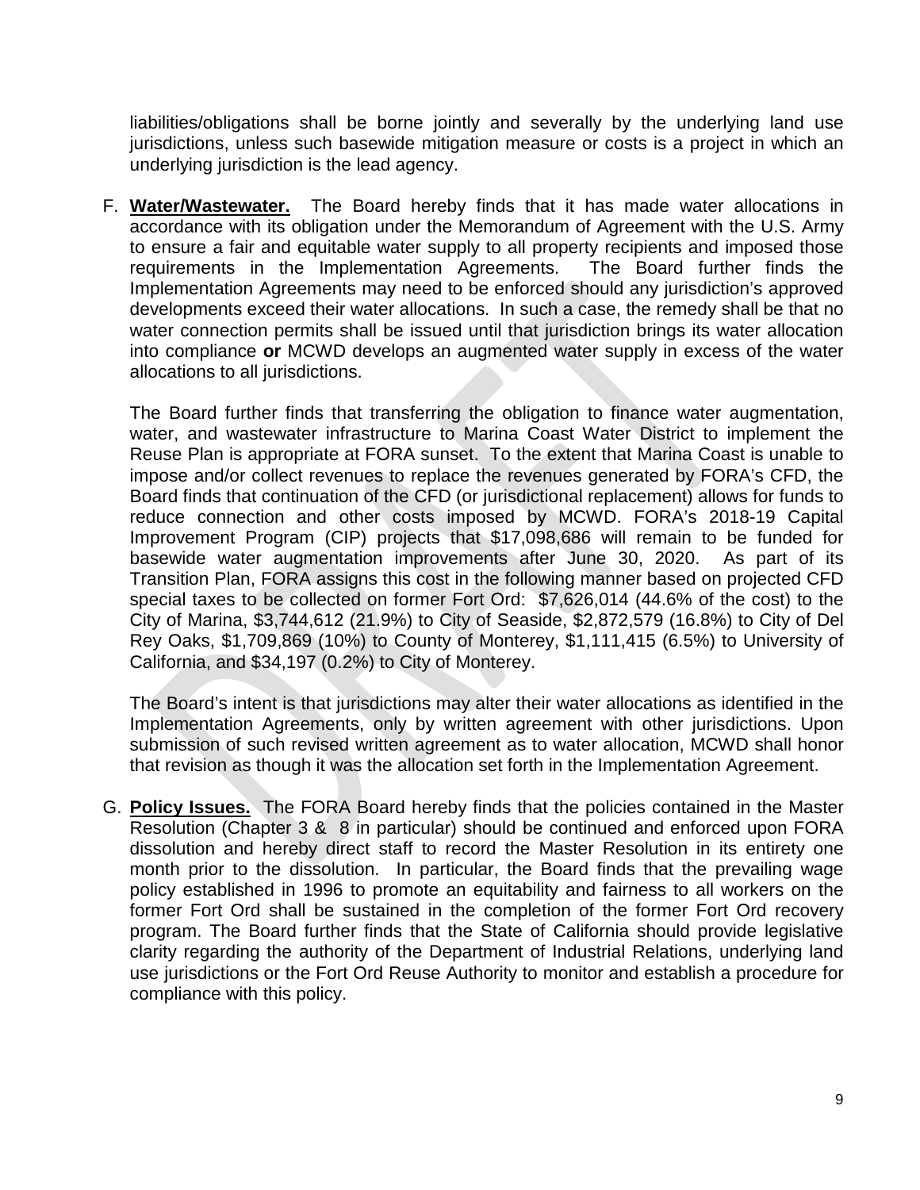liabilities/obligations shall be borne jointly and severally by the underlying land use jurisdictions, unless such basewide mitigation measure or costs is a project in which an underlying jurisdiction is the lead agency.

F. **Water/Wastewater.** The Board hereby finds that it has made water allocations in accordance with its obligation under the Memorandum of Agreement with the U.S. Army to ensure a fair and equitable water supply to all property recipients and imposed those requirements in the Implementation Agreements. The Board further finds the Implementation Agreements may need to be enforced should any jurisdiction's approved developments exceed their water allocations. In such a case, the remedy shall be that no water connection permits shall be issued until that jurisdiction brings its water allocation into compliance **or** MCWD develops an augmented water supply in excess of the water allocations to all jurisdictions.

The Board further finds that transferring the obligation to finance water augmentation, water, and wastewater infrastructure to Marina Coast Water District to implement the Reuse Plan is appropriate at FORA sunset. To the extent that Marina Coast is unable to impose and/or collect revenues to replace the revenues generated by FORA's CFD, the Board finds that continuation of the CFD (or jurisdictional replacement) allows for funds to reduce connection and other costs imposed by MCWD. FORA's 2018-19 Capital Improvement Program (CIP) projects that $17,098,686 will remain to be funded for basewide water augmentation improvements after June 30, 2020. As part of its Transition Plan, FORA assigns this cost in the following manner based on projected CFD special taxes to be collected on former Fort Ord: $7,626,014 (44.6% of the cost) to the City of Marina, $3,744,612 (21.9%) to City of Seaside, $2,872,579 (16.8%) to City of Del Rey Oaks, $1,709,869 (10%) to County of Monterey, $1,111,415 (6.5%) to University of California, and $34,197 (0.2%) to City of Monterey.

The Board's intent is that jurisdictions may alter their water allocations as identified in the Implementation Agreements, only by written agreement with other jurisdictions. Upon submission of such revised written agreement as to water allocation, MCWD shall honor that revision as though it was the allocation set forth in the Implementation Agreement.

G. **Policy Issues.** The FORA Board hereby finds that the policies contained in the Master Resolution (Chapter 3 & 8 in particular) should be continued and enforced upon FORA dissolution and hereby direct staff to record the Master Resolution in its entirety one month prior to the dissolution. In particular, the Board finds that the prevailing wage policy established in 1996 to promote an equitability and fairness to all workers on the former Fort Ord shall be sustained in the completion of the former Fort Ord recovery program. The Board further finds that the State of California should provide legislative clarity regarding the authority of the Department of Industrial Relations, underlying land use jurisdictions or the Fort Ord Reuse Authority to monitor and establish a procedure for compliance with this policy.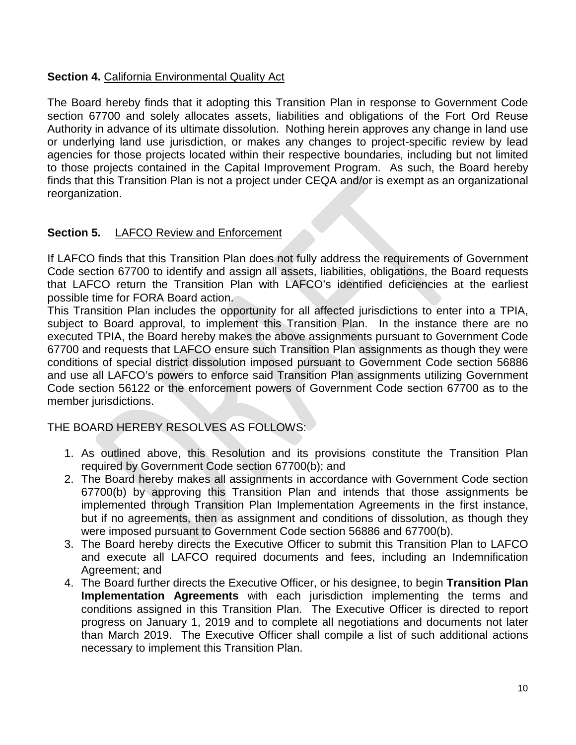**Section 4.** California Environmental Quality Act

The Board hereby finds that it adopting this Transition Plan in response to Government Code section 67700 and solely allocates assets, liabilities and obligations of the Fort Ord Reuse Authority in advance of its ultimate dissolution. Nothing herein approves any change in land use or underlying land use jurisdiction, or makes any changes to project-specific review by lead agencies for those projects located within their respective boundaries, including but not limited to those projects contained in the Capital Improvement Program. As such, the Board hereby finds that this Transition Plan is not a project under CEQA and/or is exempt as an organizational reorganization.

**Section 5.** LAFCO Review and Enforcement

If LAFCO finds that this Transition Plan does not fully address the requirements of Government Code section 67700 to identify and assign all assets, liabilities, obligations, the Board requests that LAFCO return the Transition Plan with LAFCO's identified deficiencies at the earliest possible time for FORA Board action.

This Transition Plan includes the opportunity for all affected jurisdictions to enter into a TPIA, subject to Board approval, to implement this Transition Plan. In the instance there are no executed TPIA, the Board hereby makes the above assignments pursuant to Government Code 67700 and requests that LAFCO ensure such Transition Plan assignments as though they were conditions of special district dissolution imposed pursuant to Government Code section 56886 and use all LAFCO's powers to enforce said Transition Plan assignments utilizing Government Code section 56122 or the enforcement powers of Government Code section 67700 as to the member jurisdictions.

THE BOARD HEREBY RESOLVES AS FOLLOWS:

1. As outlined above, this Resolution and its provisions constitute the Transition Plan required by Government Code section 67700(b); and
2. The Board hereby makes all assignments in accordance with Government Code section 67700(b) by approving this Transition Plan and intends that those assignments be implemented through Transition Plan Implementation Agreements in the first instance, but if no agreements, then as assignment and conditions of dissolution, as though they were imposed pursuant to Government Code section 56886 and 67700(b).
3. The Board hereby directs the Executive Officer to submit this Transition Plan to LAFCO and execute all LAFCO required documents and fees, including an Indemnification Agreement; and
4. The Board further directs the Executive Officer, or his designee, to begin **Transition Plan Implementation Agreements** with each jurisdiction implementing the terms and conditions assigned in this Transition Plan. The Executive Officer is directed to report progress on January 1, 2019 and to complete all negotiations and documents not later than March 2019. The Executive Officer shall compile a list of such additional actions necessary to implement this Transition Plan.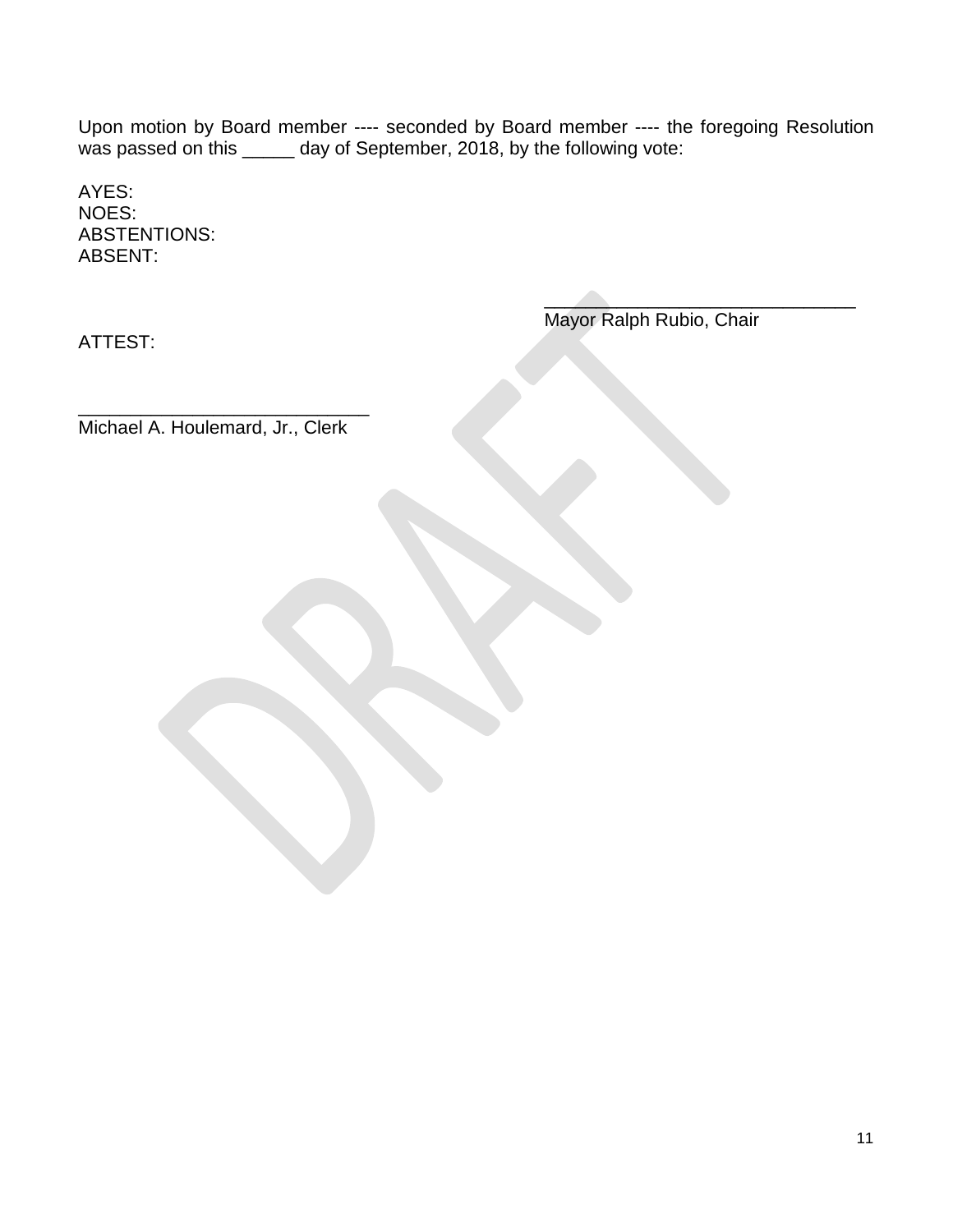Upon motion by Board member ---- seconded by Board member ---- the foregoing Resolution was passed on this _____ day of September, 2018, by the following vote:

AYES:
NOES:
ABSTENTIONS:
ABSENT:

_______________________________
Mayor Ralph Rubio, Chair

ATTEST:

_____________________________
Michael A. Houlemard, Jr., Clerk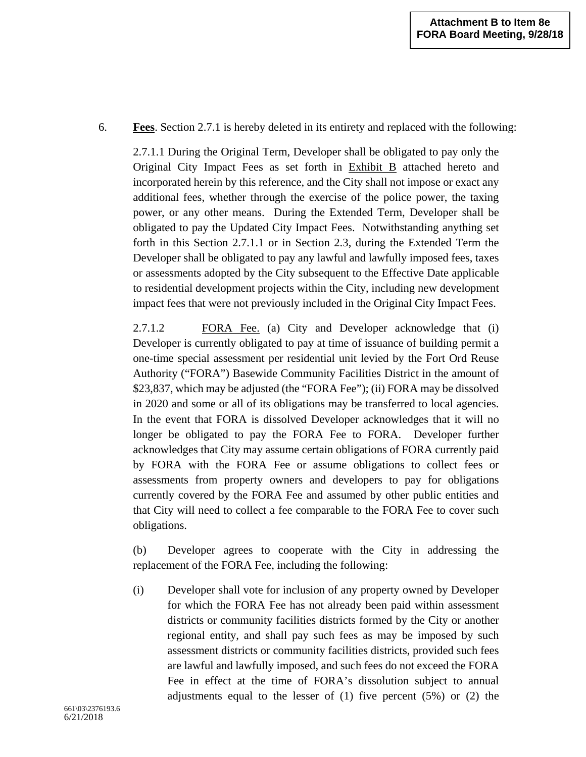6. **Fees**. Section 2.7.1 is hereby deleted in its entirety and replaced with the following:

2.7.1.1 During the Original Term, Developer shall be obligated to pay only the Original City Impact Fees as set forth in Exhibit B attached hereto and incorporated herein by this reference, and the City shall not impose or exact any additional fees, whether through the exercise of the police power, the taxing power, or any other means. During the Extended Term, Developer shall be obligated to pay the Updated City Impact Fees. Notwithstanding anything set forth in this Section 2.7.1.1 or in Section 2.3, during the Extended Term the Developer shall be obligated to pay any lawful and lawfully imposed fees, taxes or assessments adopted by the City subsequent to the Effective Date applicable to residential development projects within the City, including new development impact fees that were not previously included in the Original City Impact Fees.

2.7.1.2 FORA Fee. (a) City and Developer acknowledge that (i) Developer is currently obligated to pay at time of issuance of building permit a one-time special assessment per residential unit levied by the Fort Ord Reuse Authority ("FORA") Basewide Community Facilities District in the amount of $23,837, which may be adjusted (the "FORA Fee"); (ii) FORA may be dissolved in 2020 and some or all of its obligations may be transferred to local agencies. In the event that FORA is dissolved Developer acknowledges that it will no longer be obligated to pay the FORA Fee to FORA. Developer further acknowledges that City may assume certain obligations of FORA currently paid by FORA with the FORA Fee or assume obligations to collect fees or assessments from property owners and developers to pay for obligations currently covered by the FORA Fee and assumed by other public entities and that City will need to collect a fee comparable to the FORA Fee to cover such obligations.

(b) Developer agrees to cooperate with the City in addressing the replacement of the FORA Fee, including the following:

(i) Developer shall vote for inclusion of any property owned by Developer for which the FORA Fee has not already been paid within assessment districts or community facilities districts formed by the City or another regional entity, and shall pay such fees as may be imposed by such assessment districts or community facilities districts, provided such fees are lawful and lawfully imposed, and such fees do not exceed the FORA Fee in effect at the time of FORA's dissolution subject to annual adjustments equal to the lesser of (1) five percent (5%) or (2) the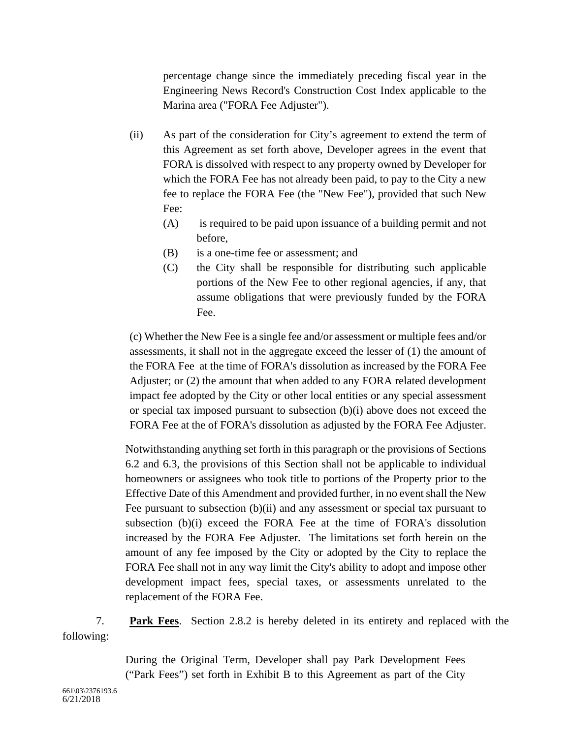percentage change since the immediately preceding fiscal year in the Engineering News Record's Construction Cost Index applicable to the Marina area ("FORA Fee Adjuster").

(ii) As part of the consideration for City's agreement to extend the term of this Agreement as set forth above, Developer agrees in the event that FORA is dissolved with respect to any property owned by Developer for which the FORA Fee has not already been paid, to pay to the City a new fee to replace the FORA Fee (the "New Fee"), provided that such New Fee:

(A) is required to be paid upon issuance of a building permit and not before,

(B) is a one-time fee or assessment; and

(C) the City shall be responsible for distributing such applicable portions of the New Fee to other regional agencies, if any, that assume obligations that were previously funded by the FORA Fee.

(c) Whether the New Fee is a single fee and/or assessment or multiple fees and/or assessments, it shall not in the aggregate exceed the lesser of (1) the amount of the FORA Fee at the time of FORA's dissolution as increased by the FORA Fee Adjuster; or (2) the amount that when added to any FORA related development impact fee adopted by the City or other local entities or any special assessment or special tax imposed pursuant to subsection (b)(i) above does not exceed the FORA Fee at the of FORA's dissolution as adjusted by the FORA Fee Adjuster.

Notwithstanding anything set forth in this paragraph or the provisions of Sections 6.2 and 6.3, the provisions of this Section shall not be applicable to individual homeowners or assignees who took title to portions of the Property prior to the Effective Date of this Amendment and provided further, in no event shall the New Fee pursuant to subsection (b)(ii) and any assessment or special tax pursuant to subsection (b)(i) exceed the FORA Fee at the time of FORA's dissolution increased by the FORA Fee Adjuster. The limitations set forth herein on the amount of any fee imposed by the City or adopted by the City to replace the FORA Fee shall not in any way limit the City's ability to adopt and impose other development impact fees, special taxes, or assessments unrelated to the replacement of the FORA Fee.

7. **Park Fees**. Section 2.8.2 is hereby deleted in its entirety and replaced with the following:

During the Original Term, Developer shall pay Park Development Fees ("Park Fees") set forth in Exhibit B to this Agreement as part of the City

661\03\2376193.6
6/21/2018